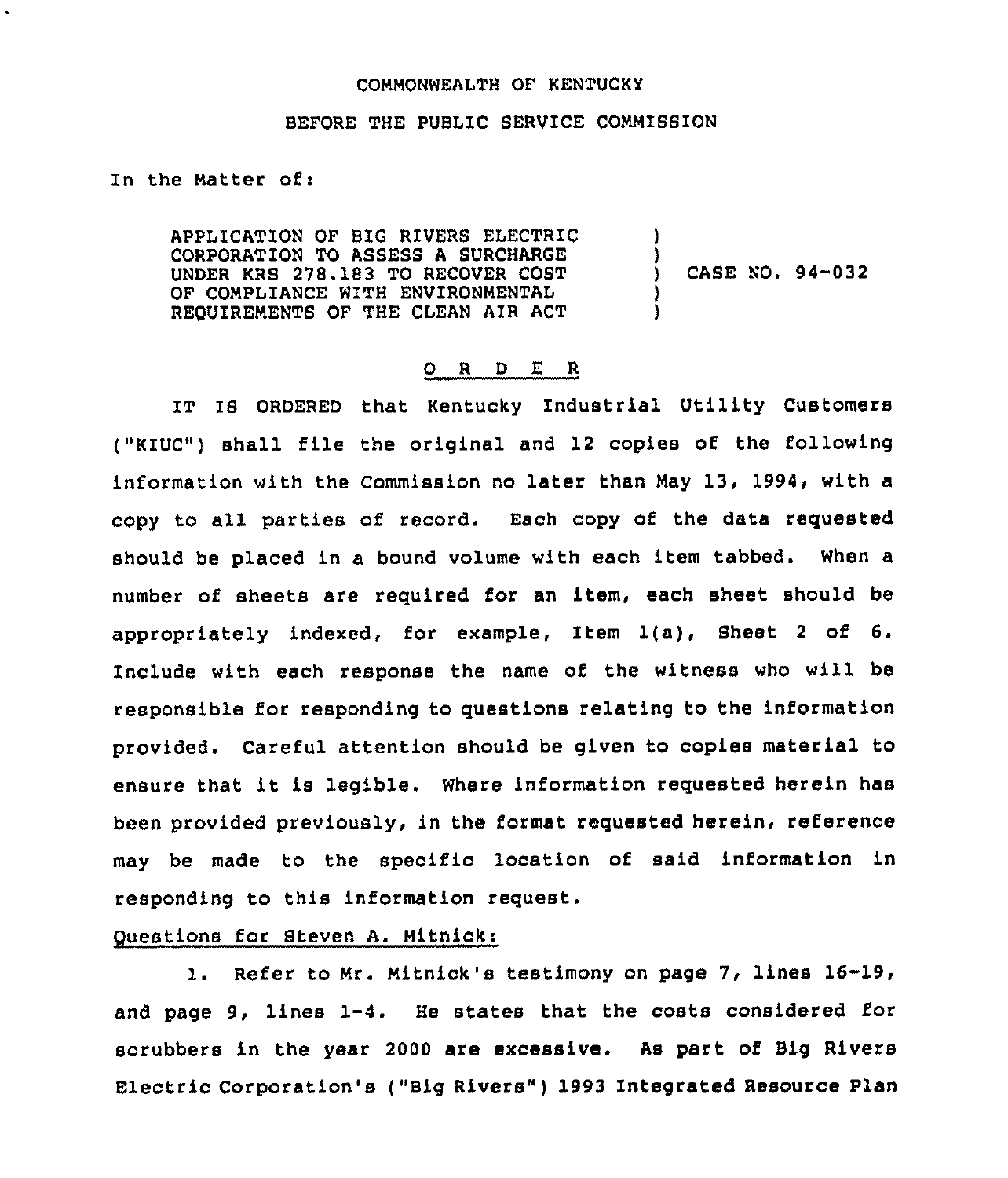COMMONWEALTH OF KENTUCKY

BEFORE THE PUBLIC SERVICE COMMISSION

In the Matter of:

APPLICATION OF BIG RIVERS ELECTRIC CORPORATION TO ASSESS A SURCHARGE UNDER KRS 278.183 TO RECOVER COST OF COMPLIANCE WITH ENVIRONMENTAL REQUIREMENTS OF THE CLEAN AIR ACT ) CASE NO. 94-032

O R D E R

IT IS ORDERED that Kentucky Industrial Utility Customers ("KIUC") shall file the original and 12 copies of the following information with the Commission no later than May 13, 1994, with a copy to all parties of record. Each copy of the data requested should be placed in a bound volume with each item tabbed. When a number of sheets are required for an item, each sheet should be appropriately indexed, for example, Item 1(a), Sheet 2 of 6. Include with each response the name of the witness who will be responsible for responding to questions relating to the information provided. Careful attention should be given to copies material to ensure that it is legible. Where information requested herein has been provided previously, in the format requested herein, reference may be made to the specific location of said information in responding to this information request.

Questions for Steven A. Mitnick:

1. Refer to Mr. Mitnick's testimony on page 7, lines 16-19, and page 9, lines 1-4. He states that the costs considered for scrubbers in the year 2000 are excessive. As part of Big Rivers Electric Corporation's ("Big Rivers") 1993 Integrated Resource Plan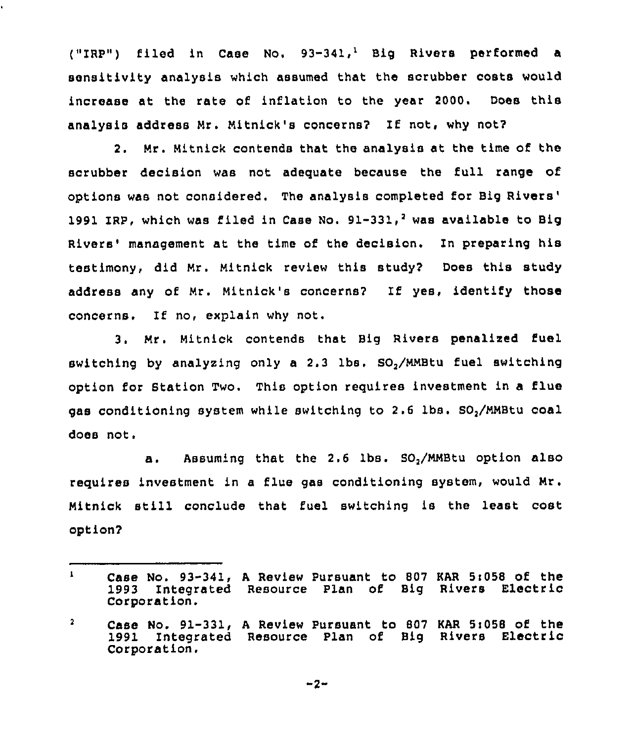("IRP") filed in Case No. 93-341,[1] Big Rivers performed a sensitivity analysis which assumed that the scrubber costs would increase at the rate of inflation to the year 2000. Does this analysis address Mr. Mitnick's concerns? If not, why not?

2. Mr. Mitnick contends that the analysis at the time of the scrubber decision was not adequate because the full range of options was not considered. The analysis completed for Big Rivers' 1991 IRP, which was filed in Case No. 91-331,[2] was available to Big Rivers' management at the time of the decision. In preparing his testimony, did Mr. Mitnick review this study? Does this study address any of Mr. Mitnick's concerns? If yes, identify those concerns. If no, explain why not.

3. Mr. Mitnick contends that Big Rivers penalized fuel switching by analyzing only a 2.3 lbs. $SO_2$/MMBtu fuel switching option for Station Two. This option requires investment in a flue gas conditioning system while switching to 2.6 lbs. $SO_2$/MMBtu coal does not.

a. Assuming that the 2.6 lbs. $SO_2$/MMBtu option also requires investment in a flue gas conditioning system, would Mr. Mitnick still conclude that fuel switching is the least cost option?

---

[1] Case No. 93-341, A Review Pursuant to 807 KAR 5:058 of the 1993 Integrated Resource Plan of Big Rivers Electric Corporation.

[2] Case No. 91-331, A Review Pursuant to 807 KAR 5:058 of the 1991 Integrated Resource Plan of Big Rivers Electric Corporation.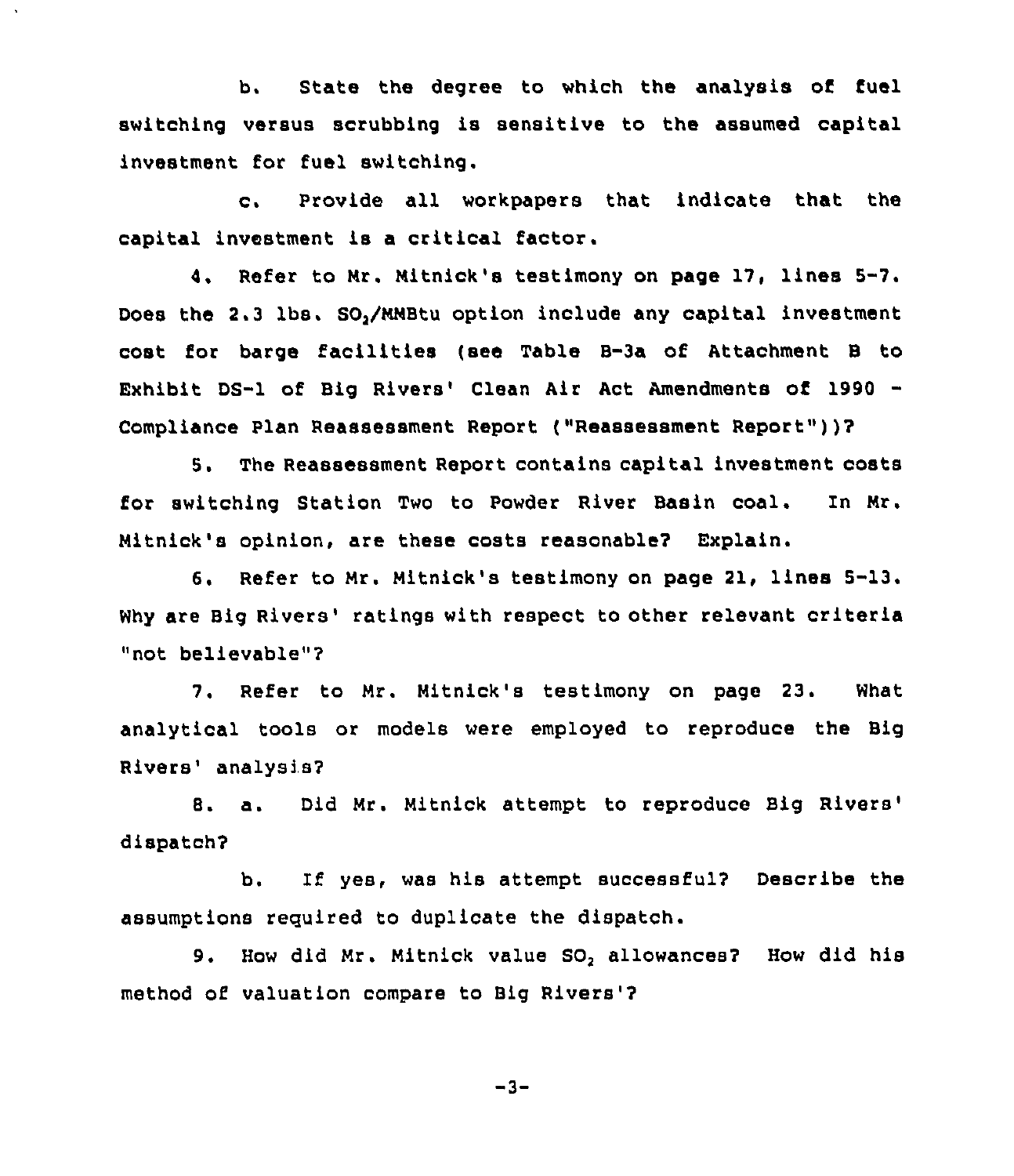b. State the degree to which the analysis of fuel switching versus scrubbing is sensitive to the assumed capital investment for fuel switching.

c. Provide all workpapers that indicate that the capital investment is a critical factor.

4. Refer to Mr. Mitnick's testimony on page 17, lines 5-7. Does the 2.3 lbs. $SO_2$/MMBtu option include any capital investment cost for barge facilities (see Table B-3a of Attachment B to Exhibit DS-1 of Big Rivers' Clean Air Act Amendments of 1990 - Compliance Plan Reassessment Report ("Reassessment Report"))?

5. The Reassessment Report contains capital investment costs for switching Station Two to Powder River Basin coal. In Mr. Mitnick's opinion, are these costs reasonable? Explain.

6. Refer to Mr. Mitnick's testimony on page 21, lines 5-13. Why are Big Rivers' ratings with respect to other relevant criteria "not believable"?

7. Refer to Mr. Mitnick's testimony on page 23. What analytical tools or models were employed to reproduce the Big Rivers' analysis?

8. a. Did Mr. Mitnick attempt to reproduce Big Rivers' dispatch?

b. If yes, was his attempt successful? Describe the assumptions required to duplicate the dispatch.

9. How did Mr. Mitnick value $SO_2$ allowances? How did his method of valuation compare to Big Rivers'?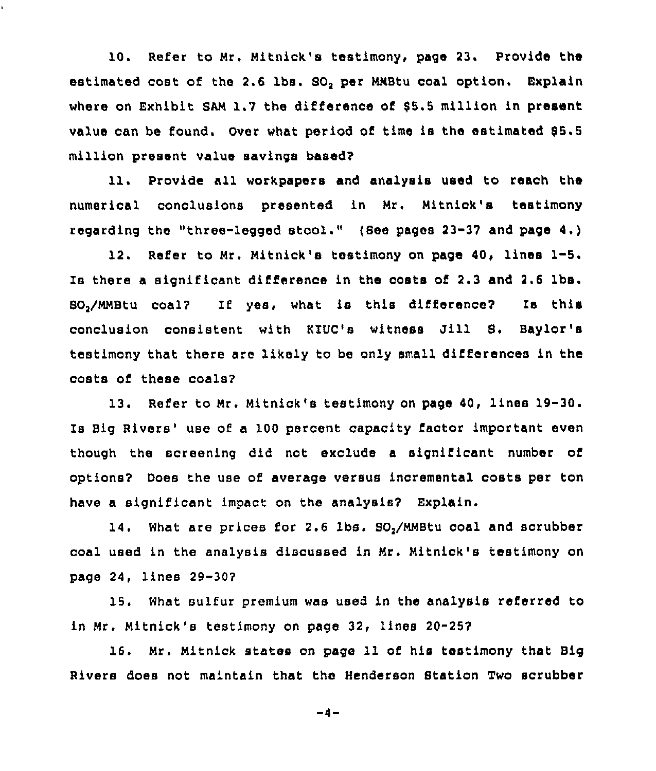10. Refer to Mr. Mitnick's testimony, page 23. Provide the estimated cost of the 2.6 lbs. $SO_2$ per MMBtu coal option. Explain where on Exhibit SAM 1.7 the difference of $5.5 million in present value can be found. Over what period of time is the estimated $5.5 million present value savings based?

11. Provide all workpapers and analysis used to reach the numerical conclusions presented in Mr. Mitnick's testimony regarding the "three-legged stool." (See pages 23-37 and page 4.)

12. Refer to Mr. Mitnick's testimony on page 40, lines 1-5. Is there a significant difference in the costs of 2.3 and 2.6 lbs. $SO_2$/MMBtu coal? If yes, what is this difference? Is this conclusion consistent with KIUC's witness Jill S. Baylor's testimony that there are likely to be only small differences in the costs of these coals?

13. Refer to Mr. Mitnick's testimony on page 40, lines 19-30. Is Big Rivers' use of a 100 percent capacity factor important even though the screening did not exclude a significant number of options? Does the use of average versus incremental costs per ton have a significant impact on the analysis? Explain.

14. What are prices for 2.6 lbs. $SO_2$/MMBtu coal and scrubber coal used in the analysis discussed in Mr. Mitnick's testimony on page 24, lines 29-30?

15. What sulfur premium was used in the analysis referred to in Mr. Mitnick's testimony on page 32, lines 20-25?

16. Mr. Mitnick states on page 11 of his testimony that Big Rivers does not maintain that the Henderson Station Two scrubber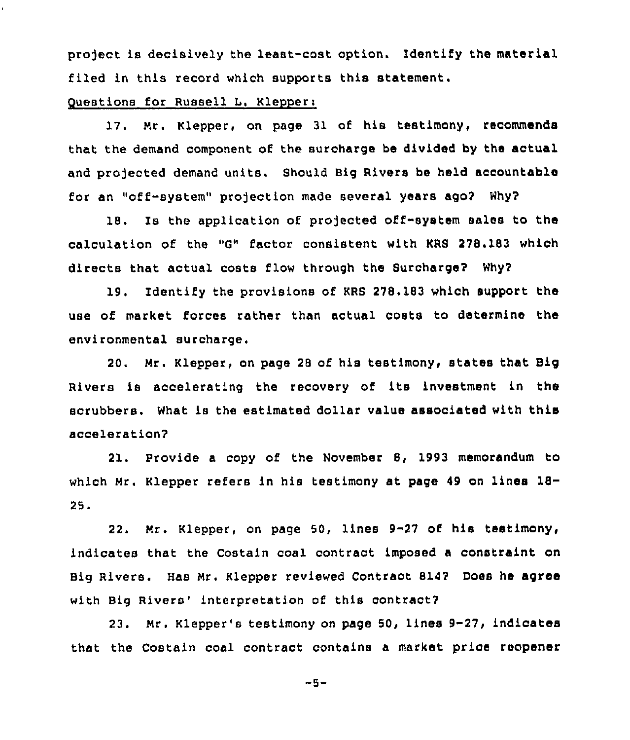project is decisively the least-cost option. Identify the material filed in this record which supports this statement.

Questions for Russell L. Klepper:

17. Mr. Klepper, on page 31 of his testimony, recommends that the demand component of the surcharge be divided by the actual and projected demand units. Should Big Rivers be held accountable for an "off-system" projection made several years ago? Why?

18. Is the application of projected off-system sales to the calculation of the "G" factor consistent with KRS 278.183 which directs that actual costs flow through the Surcharge? Why?

19. Identify the provisions of KRS 278.183 which support the use of market forces rather than actual costs to determine the environmental surcharge.

20. Mr. Klepper, on page 28 of his testimony, states that Big Rivers is accelerating the recovery of its investment in the scrubbers. What is the estimated dollar value associated with this acceleration?

21. Provide a copy of the November 8, 1993 memorandum to which Mr. Klepper refers in his testimony at page 49 on lines 18-25.

22. Mr. Klepper, on page 50, lines 9-27 of his testimony, indicates that the Costain coal contract imposed a constraint on Big Rivers. Has Mr. Klepper reviewed Contract 814? Does he agree with Big Rivers' interpretation of this contract?

23. Mr. Klepper's testimony on page 50, lines 9-27, indicates that the Costain coal contract contains a market price reopener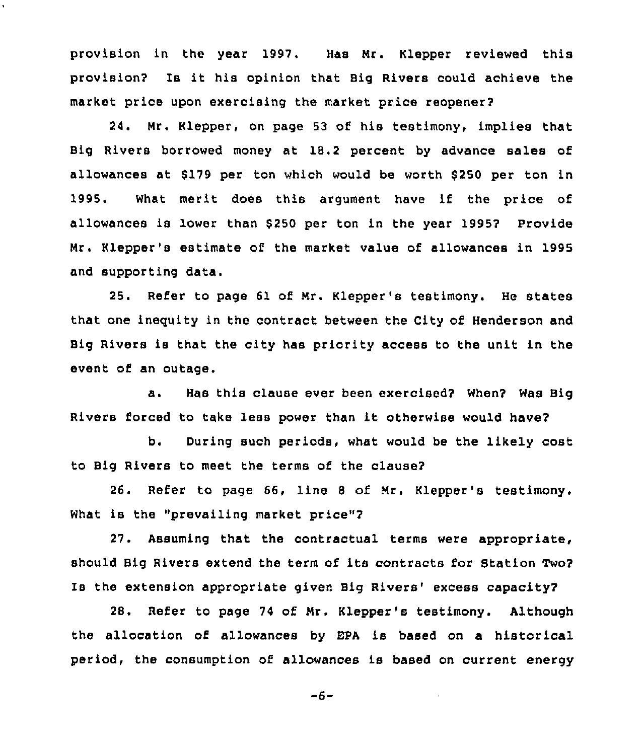provision in the year 1997. Has Mr. Klepper reviewed this provision? Is it his opinion that Big Rivers could achieve the market price upon exercising the market price reopener?

24. Mr. Klepper, on page 53 of his testimony, implies that Big Rivers borrowed money at 18.2 percent by advance sales of allowances at $179 per ton which would be worth $250 per ton in 1995. What merit does this argument have if the price of allowances is lower than $250 per ton in the year 1995? Provide Mr. Klepper's estimate of the market value of allowances in 1995 and supporting data.

25. Refer to page 61 of Mr. Klepper's testimony. He states that one inequity in the contract between the City of Henderson and Big Rivers is that the city has priority access to the unit in the event of an outage.

a. Has this clause ever been exercised? When? Was Big Rivers forced to take less power than it otherwise would have?

b. During such periods, what would be the likely cost to Big Rivers to meet the terms of the clause?

26. Refer to page 66, line 8 of Mr. Klepper's testimony. What is the "prevailing market price"?

27. Assuming that the contractual terms were appropriate, should Big Rivers extend the term of its contracts for Station Two? Is the extension appropriate given Big Rivers' excess capacity?

28. Refer to page 74 of Mr. Klepper's testimony. Although the allocation of allowances by EPA is based on a historical period, the consumption of allowances is based on current energy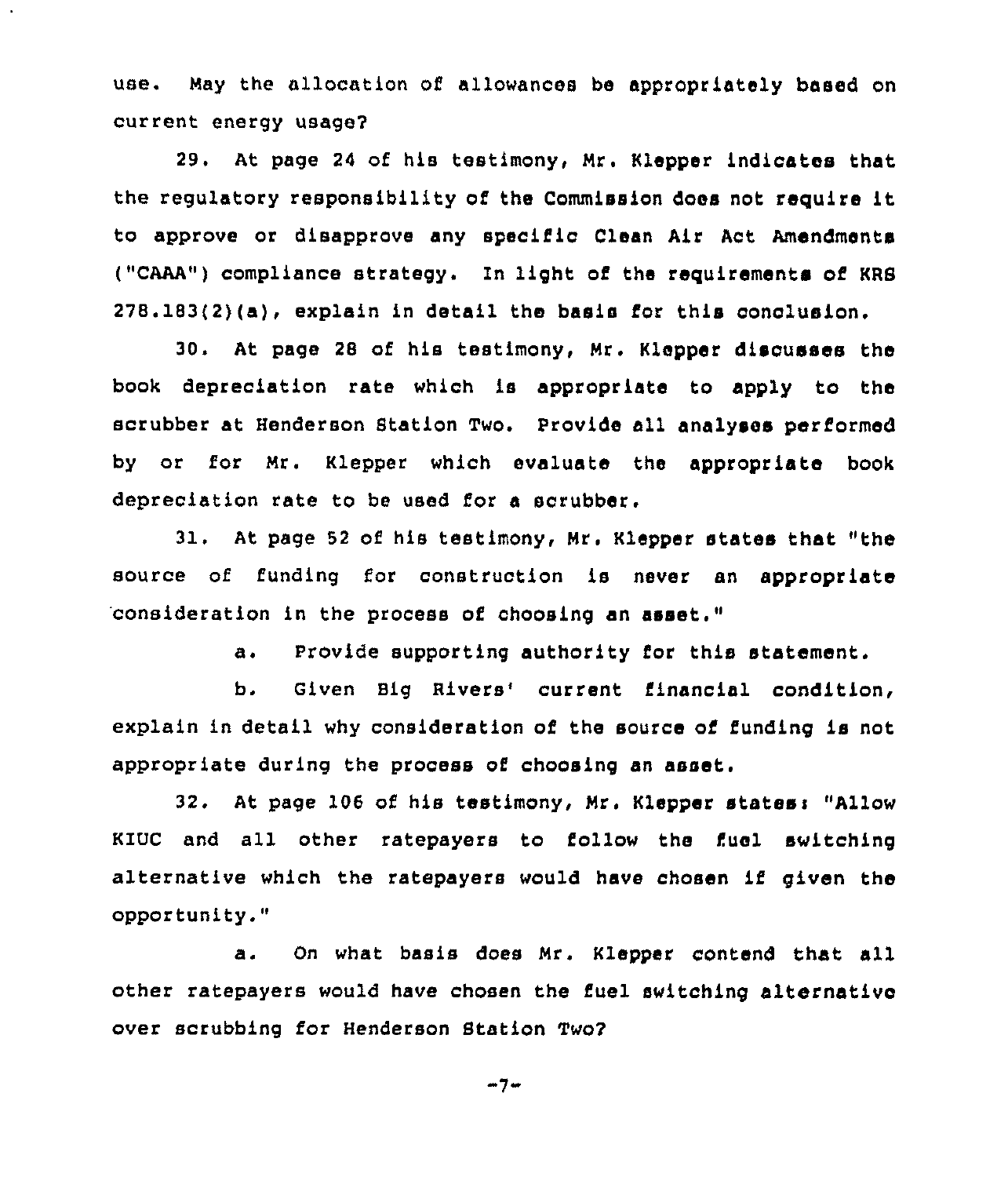use. May the allocation of allowances be appropriately based on current energy usage?

29. At page 24 of his testimony, Mr. Klepper indicates that the regulatory responsibility of the Commission does not require it to approve or disapprove any specific Clean Air Act Amendments ("CAAA") compliance strategy. In light of the requirements of KRS 278.183(2)(a), explain in detail the basis for this conclusion.

30. At page 28 of his testimony, Mr. Klepper discusses the book depreciation rate which is appropriate to apply to the scrubber at Henderson Station Two. Provide all analyses performed by or for Mr. Klepper which evaluate the appropriate book depreciation rate to be used for a scrubber.

31. At page 52 of his testimony, Mr. Klepper states that "the source of funding for construction is never an appropriate consideration in the process of choosing an asset."

a. Provide supporting authority for this statement.

b. Given Big Rivers' current financial condition, explain in detail why consideration of the source of funding is not appropriate during the process of choosing an asset.

32. At page 106 of his testimony, Mr. Klepper states: "Allow KIUC and all other ratepayers to follow the fuel switching alternative which the ratepayers would have chosen if given the opportunity."

a. On what basis does Mr. Klepper contend that all other ratepayers would have chosen the fuel switching alternative over scrubbing for Henderson Station Two?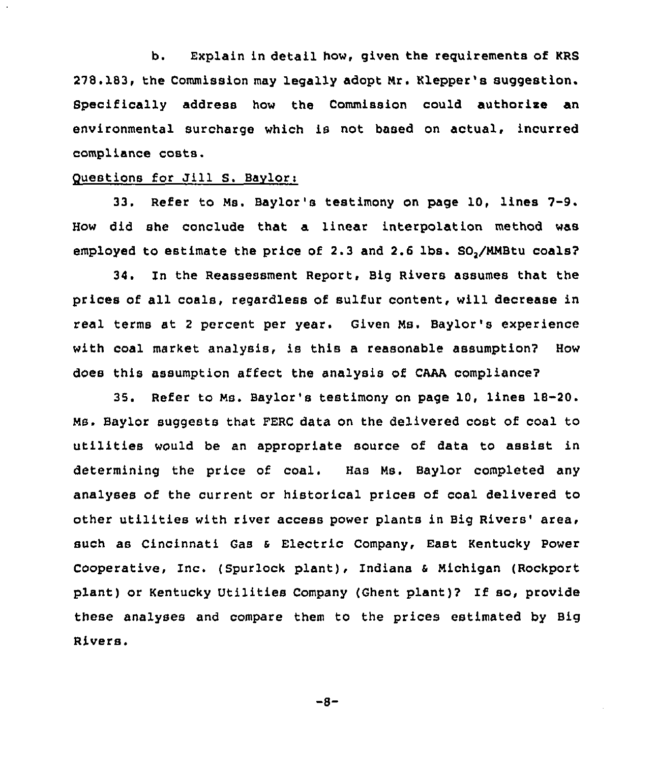b. Explain in detail how, given the requirements of KRS 278.183, the Commission may legally adopt Mr. Klepper's suggestion. Specifically address how the Commission could authorize an environmental surcharge which is not based on actual, incurred compliance costs.

Questions for Jill S. Baylor:

33. Refer to Ms. Baylor's testimony on page 10, lines 7-9. How did she conclude that a linear interpolation method was employed to estimate the price of 2.3 and 2.6 lbs. $SO_2$/MMBtu coals?

34. In the Reassessment Report, Big Rivers assumes that the prices of all coals, regardless of sulfur content, will decrease in real terms at 2 percent per year. Given Ms. Baylor's experience with coal market analysis, is this a reasonable assumption? How does this assumption affect the analysis of CAAA compliance?

35. Refer to Ms. Baylor's testimony on page 10, lines 18-20. Ms. Baylor suggests that FERC data on the delivered cost of coal to utilities would be an appropriate source of data to assist in determining the price of coal. Has Ms. Baylor completed any analyses of the current or historical prices of coal delivered to other utilities with river access power plants in Big Rivers' area, such as Cincinnati Gas & Electric Company, East Kentucky Power Cooperative, Inc. (Spurlock plant), Indiana & Michigan (Rockport plant) or Kentucky Utilities Company (Ghent plant)? If so, provide these analyses and compare them to the prices estimated by Big Rivers.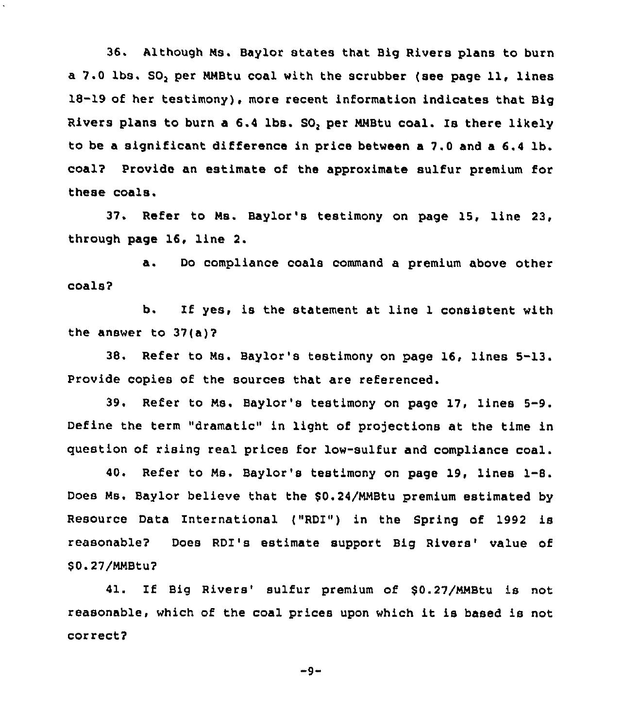36. Although Ms. Baylor states that Big Rivers plans to burn a 7.0 lbs. $SO_2$ per MMBtu coal with the scrubber (see page 11, lines 18-19 of her testimony), more recent information indicates that Big Rivers plans to burn a 6.4 lbs. $SO_2$ per MMBtu coal. Is there likely to be a significant difference in price between a 7.0 and a 6.4 lb. coal? Provide an estimate of the approximate sulfur premium for these coals.

37. Refer to Ms. Baylor's testimony on page 15, line 23, through page 16, line 2.

a. Do compliance coals command a premium above other coals?

b. If yes, is the statement at line 1 consistent with the answer to 37(a)?

38. Refer to Ms. Baylor's testimony on page 16, lines 5-13. Provide copies of the sources that are referenced.

39. Refer to Ms. Baylor's testimony on page 17, lines 5-9. Define the term "dramatic" in light of projections at the time in question of rising real prices for low-sulfur and compliance coal.

40. Refer to Ms. Baylor's testimony on page 19, lines 1-8. Does Ms. Baylor believe that the $0.24/MMBtu premium estimated by Resource Data International ("RDI") in the Spring of 1992 is reasonable? Does RDI's estimate support Big Rivers' value of $0.27/MMBtu?

41. If Big Rivers' sulfur premium of $0.27/MMBtu is not reasonable, which of the coal prices upon which it is based is not correct?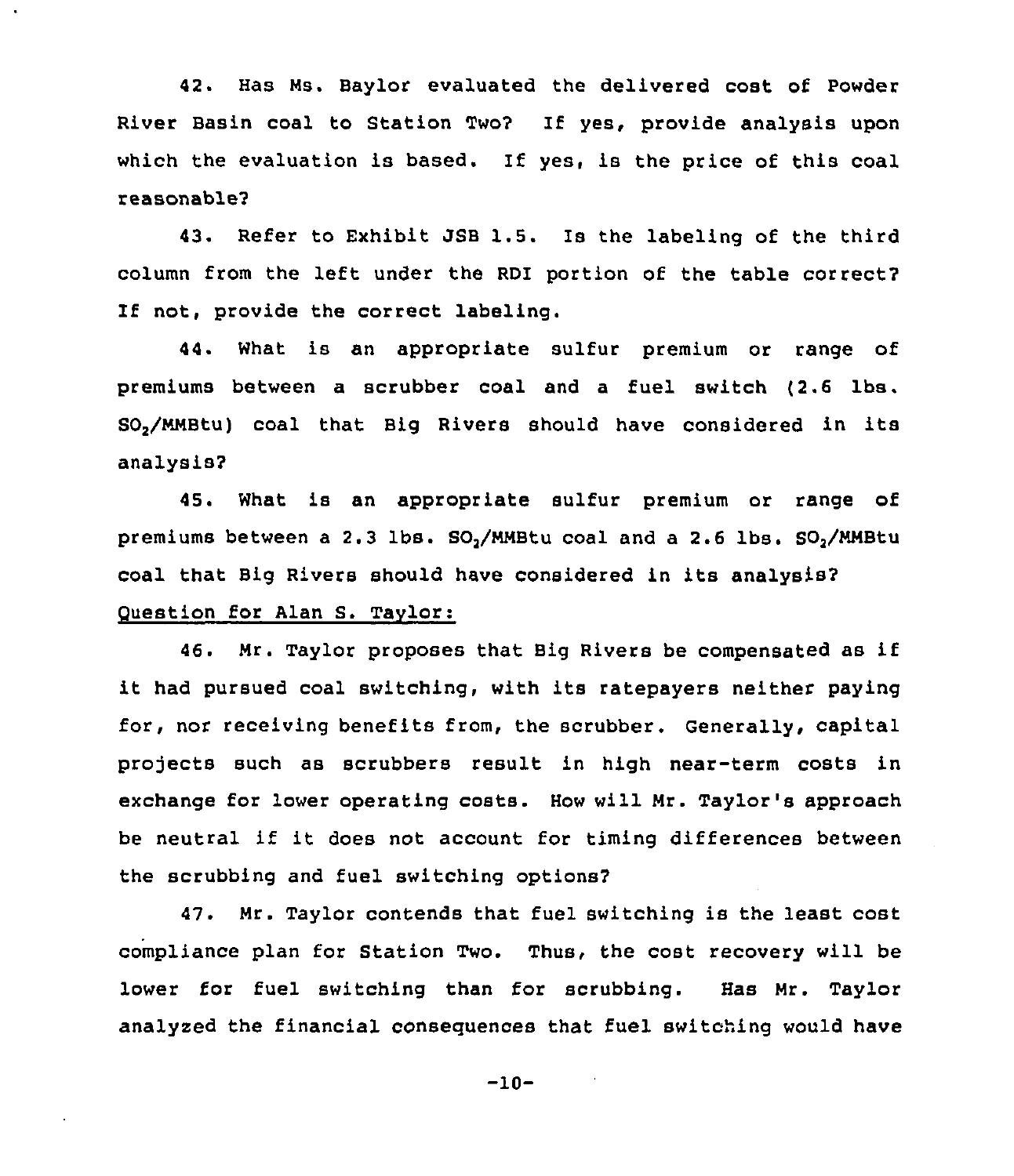42. Has Ms. Baylor evaluated the delivered cost of Powder River Basin coal to Station Two? If yes, provide analysis upon which the evaluation is based. If yes, is the price of this coal reasonable?

43. Refer to Exhibit JSB 1.5. Is the labeling of the third column from the left under the RDI portion of the table correct? If not, provide the correct labeling.

44. What is an appropriate sulfur premium or range of premiums between a scrubber coal and a fuel switch (2.6 lbs. $SO_2$/MMBtu) coal that Big Rivers should have considered in its analysis?

45. What is an appropriate sulfur premium or range of premiums between a 2.3 lbs. $SO_2$/MMBtu coal and a 2.6 lbs. $SO_2$/MMBtu coal that Big Rivers should have considered in its analysis?

<u>Question for Alan S. Taylor:</u>

46. Mr. Taylor proposes that Big Rivers be compensated as if it had pursued coal switching, with its ratepayers neither paying for, nor receiving benefits from, the scrubber. Generally, capital projects such as scrubbers result in high near-term costs in exchange for lower operating costs. How will Mr. Taylor's approach be neutral if it does not account for timing differences between the scrubbing and fuel switching options?

47. Mr. Taylor contends that fuel switching is the least cost compliance plan for Station Two. Thus, the cost recovery will be lower for fuel switching than for scrubbing. Has Mr. Taylor analyzed the financial consequences that fuel switching would have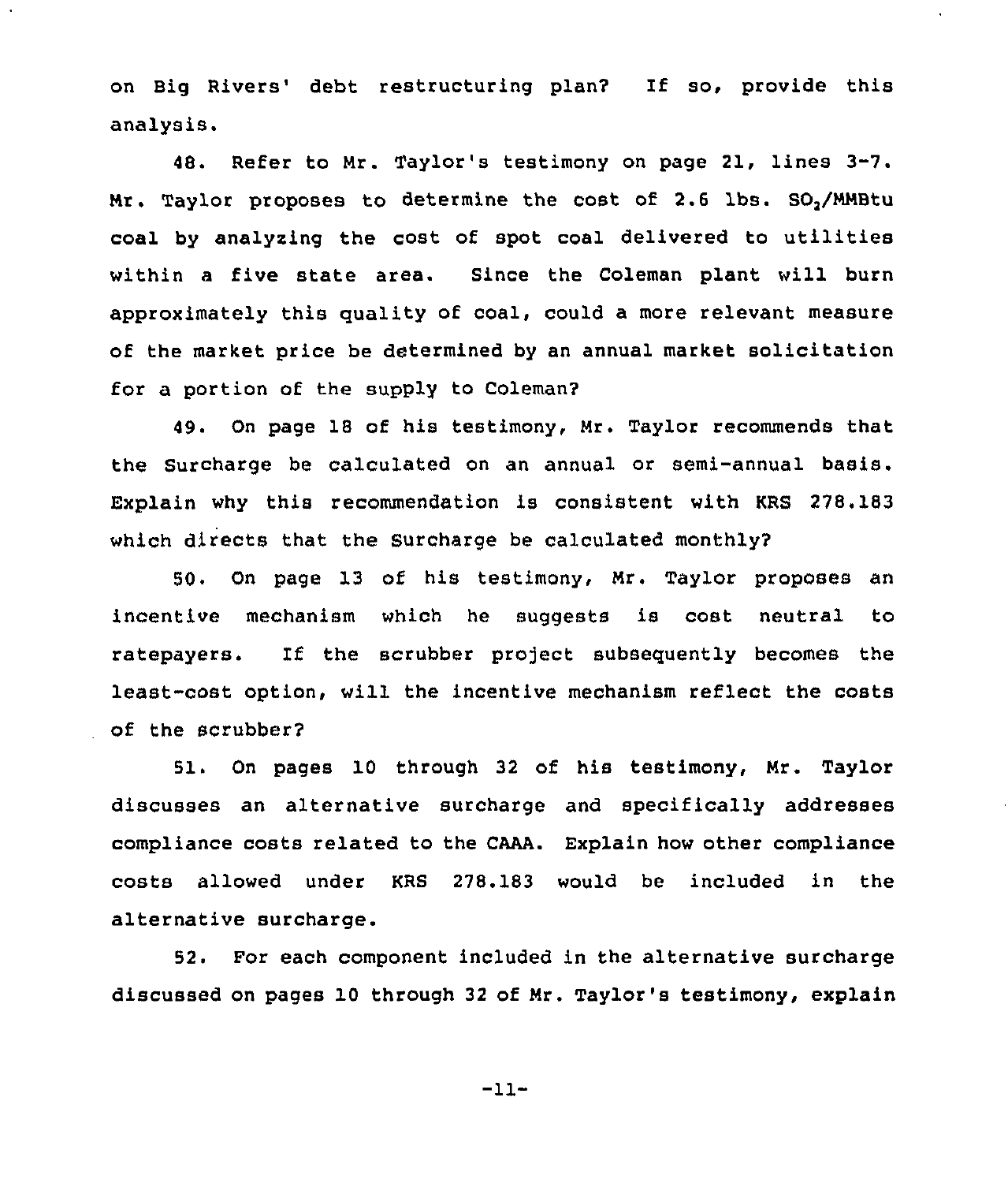on Big Rivers' debt restructuring plan? If so, provide this analysis.

48. Refer to Mr. Taylor's testimony on page 21, lines 3-7. Mr. Taylor proposes to determine the cost of 2.6 lbs. $SO_2$/MMBtu coal by analyzing the cost of spot coal delivered to utilities within a five state area. Since the Coleman plant will burn approximately this quality of coal, could a more relevant measure of the market price be determined by an annual market solicitation for a portion of the supply to Coleman?

49. On page 18 of his testimony, Mr. Taylor recommends that the Surcharge be calculated on an annual or semi-annual basis. Explain why this recommendation is consistent with KRS 278.183 which directs that the Surcharge be calculated monthly?

50. On page 13 of his testimony, Mr. Taylor proposes an incentive mechanism which he suggests is cost neutral to ratepayers. If the scrubber project subsequently becomes the least-cost option, will the incentive mechanism reflect the costs of the scrubber?

51. On pages 10 through 32 of his testimony, Mr. Taylor discusses an alternative surcharge and specifically addresses compliance costs related to the CAAA. Explain how other compliance costs allowed under KRS 278.183 would be included in the alternative surcharge.

52. For each component included in the alternative surcharge discussed on pages 10 through 32 of Mr. Taylor's testimony, explain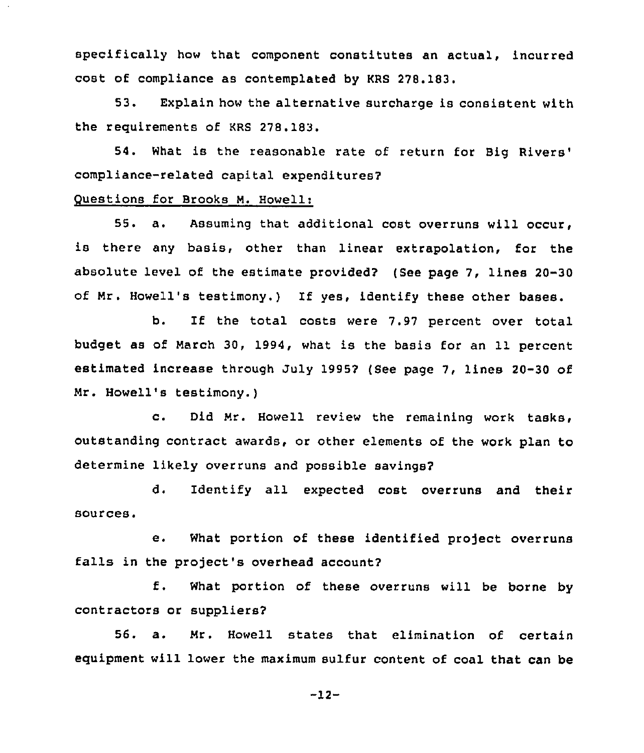specifically how that component constitutes an actual, incurred cost of compliance as contemplated by KRS 278.183.

53. Explain how the alternative surcharge is consistent with the requirements of KRS 278.183.

54. What is the reasonable rate of return for Big Rivers' compliance-related capital expenditures?

Questions for Brooks M. Howell:

55. a. Assuming that additional cost overruns will occur, is there any basis, other than linear extrapolation, for the absolute level of the estimate provided? (See page 7, lines 20-30 of Mr. Howell's testimony.) If yes, identify these other bases.

b. If the total costs were 7.97 percent over total budget as of March 30, 1994, what is the basis for an 11 percent estimated increase through July 1995? (See page 7, lines 20-30 of Mr. Howell's testimony.)

c. Did Mr. Howell review the remaining work tasks, outstanding contract awards, or other elements of the work plan to determine likely overruns and possible savings?

d. Identify all expected cost overruns and their sources.

e. What portion of these identified project overruns falls in the project's overhead account?

f. What portion of these overruns will be borne by contractors or suppliers?

56. a. Mr. Howell states that elimination of certain equipment will lower the maximum sulfur content of coal that can be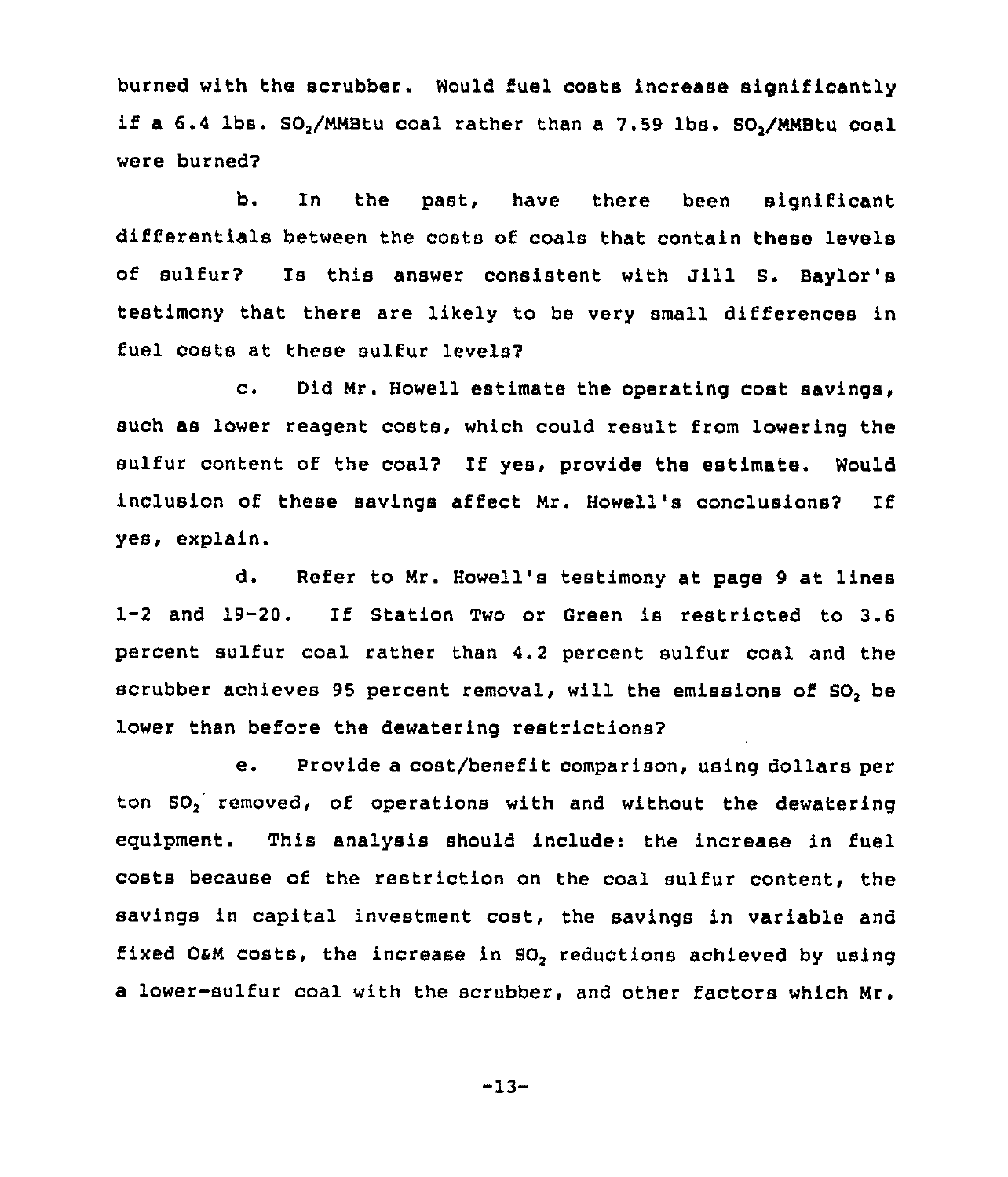burned with the scrubber. Would fuel costs increase significantly if a 6.4 lbs. $SO_2$/MMBtu coal rather than a 7.59 lbs. $SO_2$/MMBtu coal were burned?

b. In the past, have there been significant differentials between the costs of coals that contain these levels of sulfur? Is this answer consistent with Jill S. Baylor's testimony that there are likely to be very small differences in fuel costs at these sulfur levels?

c. Did Mr. Howell estimate the operating cost savings, such as lower reagent costs, which could result from lowering the sulfur content of the coal? If yes, provide the estimate. Would inclusion of these savings affect Mr. Howell's conclusions? If yes, explain.

d. Refer to Mr. Howell's testimony at page 9 at lines 1-2 and 19-20. If Station Two or Green is restricted to 3.6 percent sulfur coal rather than 4.2 percent sulfur coal and the scrubber achieves 95 percent removal, will the emissions of $SO_2$ be lower than before the dewatering restrictions?

e. Provide a cost/benefit comparison, using dollars per ton $SO_2$ removed, of operations with and without the dewatering equipment. This analysis should include: the increase in fuel costs because of the restriction on the coal sulfur content, the savings in capital investment cost, the savings in variable and fixed O&M costs, the increase in $SO_2$ reductions achieved by using a lower-sulfur coal with the scrubber, and other factors which Mr.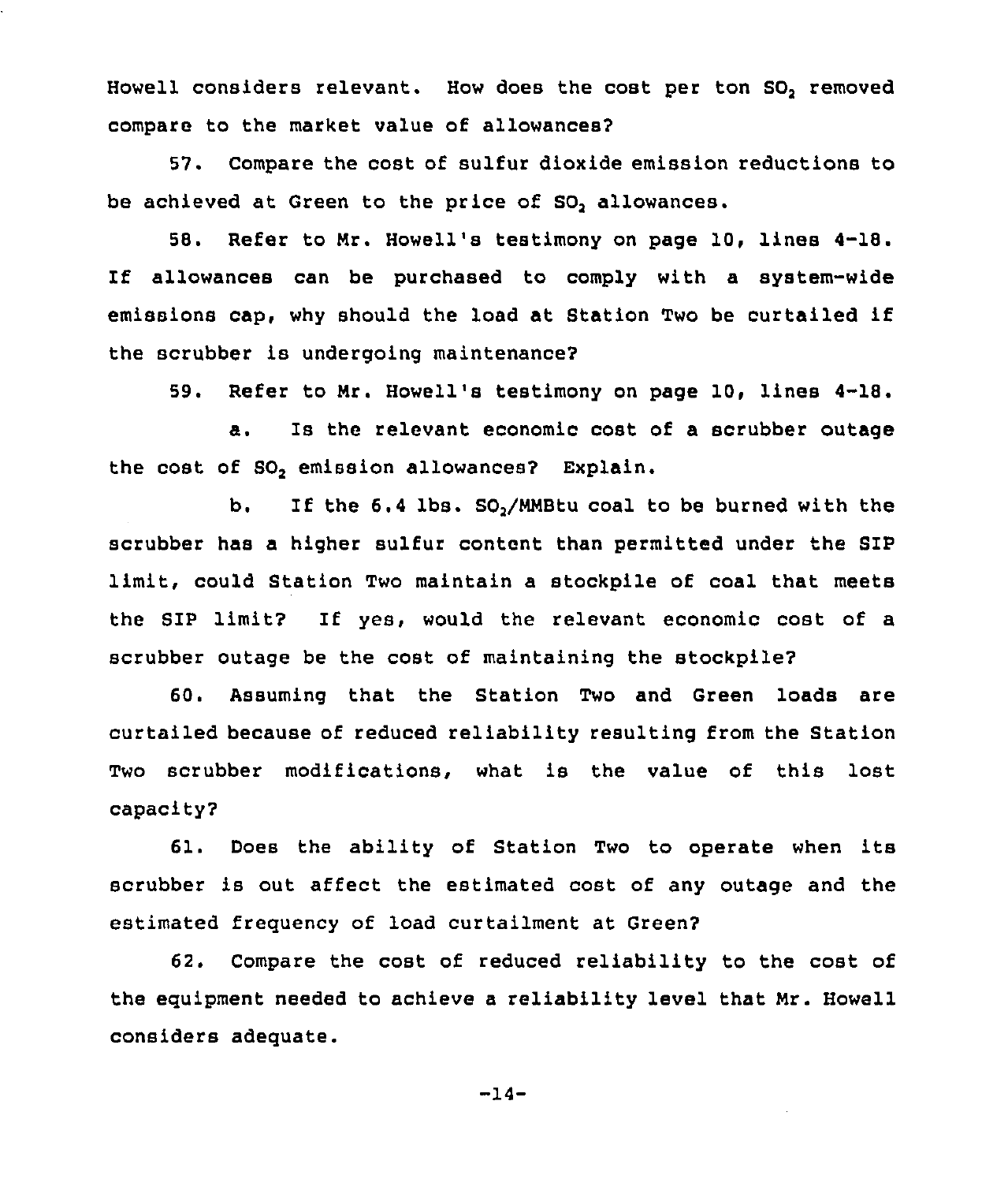Howell considers relevant. How does the cost per ton $SO_2$ removed compare to the market value of allowances?

57. Compare the cost of sulfur dioxide emission reductions to be achieved at Green to the price of $SO_2$ allowances.

58. Refer to Mr. Howell's testimony on page 10, lines 4-18. If allowances can be purchased to comply with a system-wide emissions cap, why should the load at Station Two be curtailed if the scrubber is undergoing maintenance?

59. Refer to Mr. Howell's testimony on page 10, lines 4-18.

a. Is the relevant economic cost of a scrubber outage the cost of $SO_2$ emission allowances? Explain.

b. If the 6.4 lbs. $SO_2$/MMBtu coal to be burned with the scrubber has a higher sulfur content than permitted under the SIP limit, could Station Two maintain a stockpile of coal that meets the SIP limit? If yes, would the relevant economic cost of a scrubber outage be the cost of maintaining the stockpile?

60. Assuming that the Station Two and Green loads are curtailed because of reduced reliability resulting from the Station Two scrubber modifications, what is the value of this lost capacity?

61. Does the ability of Station Two to operate when its scrubber is out affect the estimated cost of any outage and the estimated frequency of load curtailment at Green?

62. Compare the cost of reduced reliability to the cost of the equipment needed to achieve a reliability level that Mr. Howell considers adequate.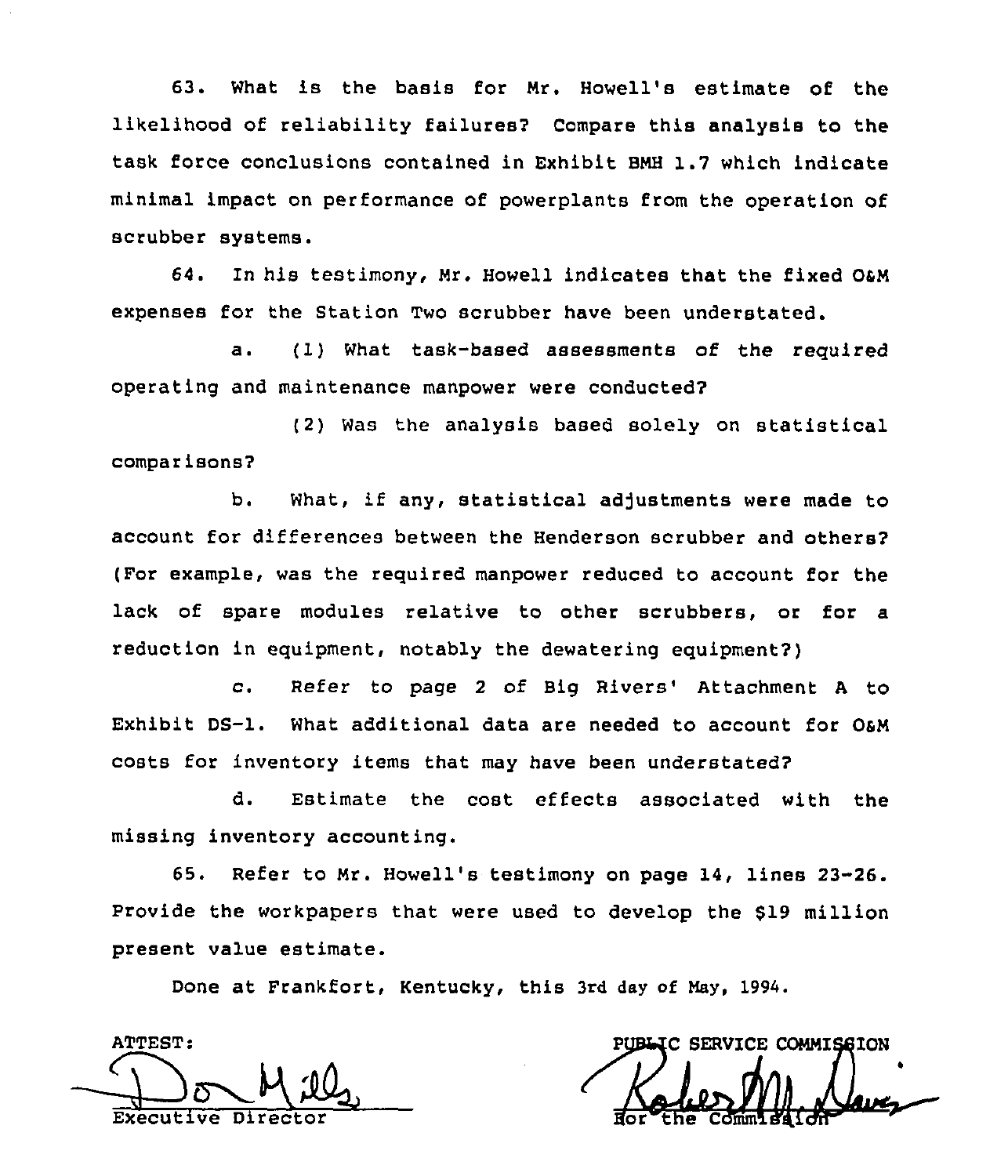63. What is the basis for Mr. Howell's estimate of the likelihood of reliability failures? Compare this analysis to the task force conclusions contained in Exhibit BMH 1.7 which indicate minimal impact on performance of powerplants from the operation of scrubber systems.

64. In his testimony, Mr. Howell indicates that the fixed O&M expenses for the Station Two scrubber have been understated.

a. (1) What task-based assessments of the required operating and maintenance manpower were conducted?

(2) Was the analysis based solely on statistical comparisons?

b. What, if any, statistical adjustments were made to account for differences between the Henderson scrubber and others? (For example, was the required manpower reduced to account for the lack of spare modules relative to other scrubbers, or for a reduction in equipment, notably the dewatering equipment?)

c. Refer to page 2 of Big Rivers' Attachment A to Exhibit DS-1. What additional data are needed to account for O&M costs for inventory items that may have been understated?

d. Estimate the cost effects associated with the missing inventory accounting.

65. Refer to Mr. Howell's testimony on page 14, lines 23-26. Provide the workpapers that were used to develop the $19 million present value estimate.

Done at Frankfort, Kentucky, this 3rd day of May, 1994.

ATTEST:

Executive Director

PUBLIC SERVICE COMMISSION

For the Commission